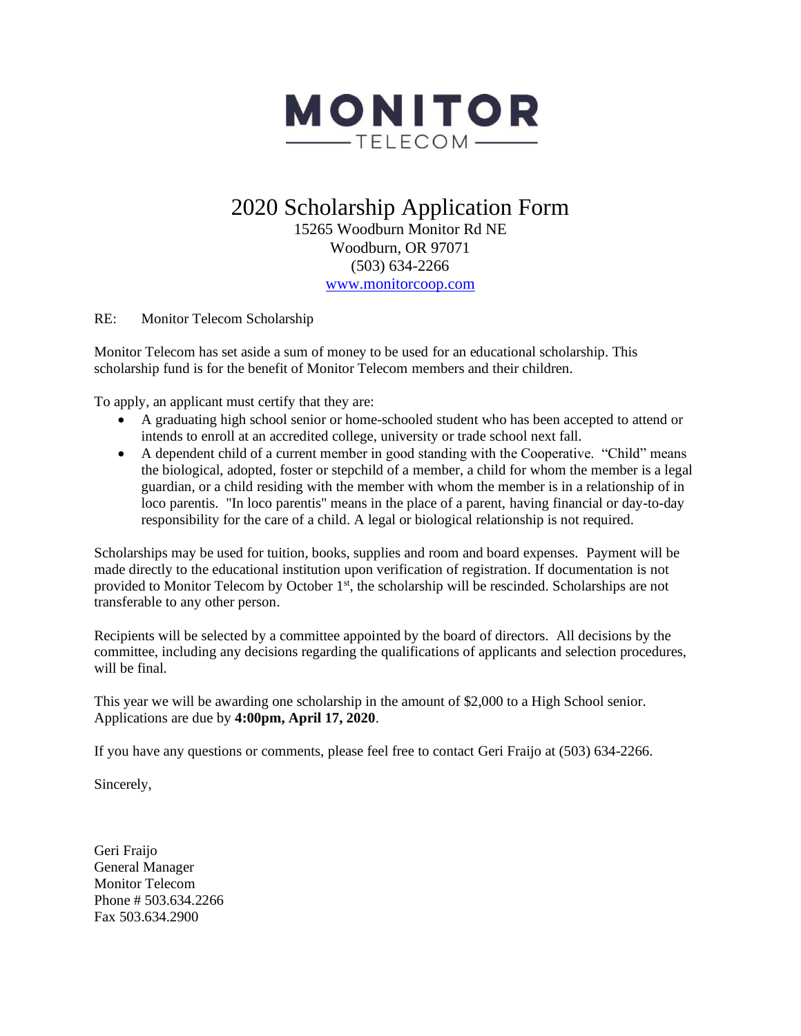# MONITOR

TELECOM

# 2020 Scholarship Application Form

15265 Woodburn Monitor Rd NE
Woodburn, OR 97071
(503) 634-2266
www.monitorcoop.com

RE: Monitor Telecom Scholarship

Monitor Telecom has set aside a sum of money to be used for an educational scholarship. This scholarship fund is for the benefit of Monitor Telecom members and their children.

To apply, an applicant must certify that they are:

- A graduating high school senior or home-schooled student who has been accepted to attend or intends to enroll at an accredited college, university or trade school next fall.
- A dependent child of a current member in good standing with the Cooperative. "Child" means the biological, adopted, foster or stepchild of a member, a child for whom the member is a legal guardian, or a child residing with the member with whom the member is in a relationship of in loco parentis. "In loco parentis" means in the place of a parent, having financial or day-to-day responsibility for the care of a child. A legal or biological relationship is not required.

Scholarships may be used for tuition, books, supplies and room and board expenses. Payment will be made directly to the educational institution upon verification of registration. If documentation is not provided to Monitor Telecom by October 1st, the scholarship will be rescinded. Scholarships are not transferable to any other person.

Recipients will be selected by a committee appointed by the board of directors. All decisions by the committee, including any decisions regarding the qualifications of applicants and selection procedures, will be final.

This year we will be awarding one scholarship in the amount of $2,000 to a High School senior. Applications are due by **4:00pm, April 17, 2020**.

If you have any questions or comments, please feel free to contact Geri Fraijo at (503) 634-2266.

Sincerely,

Geri Fraijo
General Manager
Monitor Telecom
Phone # 503.634.2266
Fax 503.634.2900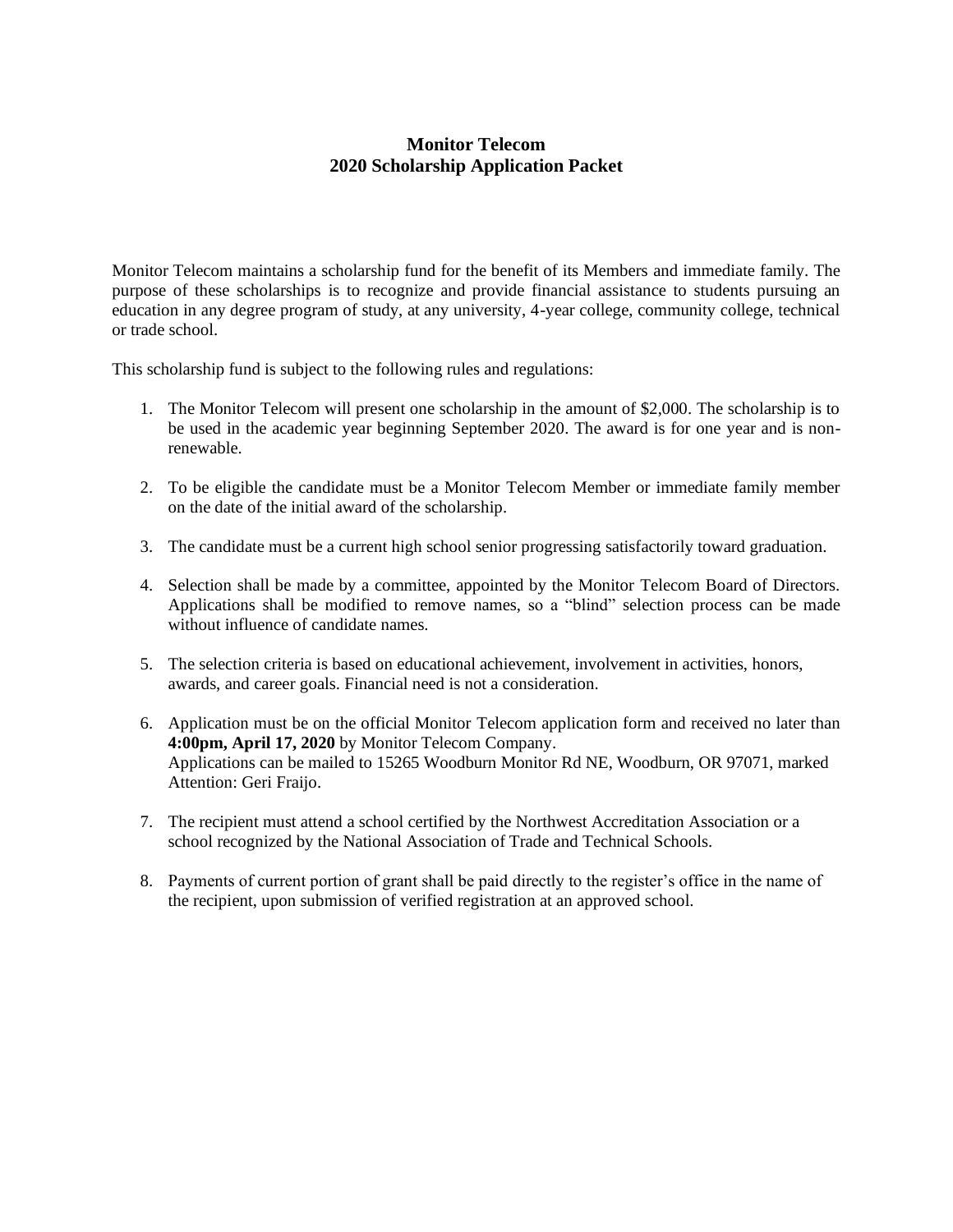# Monitor Telecom
## 2020 Scholarship Application Packet

Monitor Telecom maintains a scholarship fund for the benefit of its Members and immediate family. The purpose of these scholarships is to recognize and provide financial assistance to students pursuing an education in any degree program of study, at any university, 4-year college, community college, technical or trade school.

This scholarship fund is subject to the following rules and regulations:

1. The Monitor Telecom will present one scholarship in the amount of $2,000. The scholarship is to be used in the academic year beginning September 2020. The award is for one year and is non-renewable.

2. To be eligible the candidate must be a Monitor Telecom Member or immediate family member on the date of the initial award of the scholarship.

3. The candidate must be a current high school senior progressing satisfactorily toward graduation.

4. Selection shall be made by a committee, appointed by the Monitor Telecom Board of Directors. Applications shall be modified to remove names, so a "blind" selection process can be made without influence of candidate names.

5. The selection criteria is based on educational achievement, involvement in activities, honors, awards, and career goals. Financial need is not a consideration.

6. Application must be on the official Monitor Telecom application form and received no later than **4:00pm, April 17, 2020** by Monitor Telecom Company.
   Applications can be mailed to 15265 Woodburn Monitor Rd NE, Woodburn, OR 97071, marked Attention: Geri Fraijo.

7. The recipient must attend a school certified by the Northwest Accreditation Association or a school recognized by the National Association of Trade and Technical Schools.

8. Payments of current portion of grant shall be paid directly to the register's office in the name of the recipient, upon submission of verified registration at an approved school.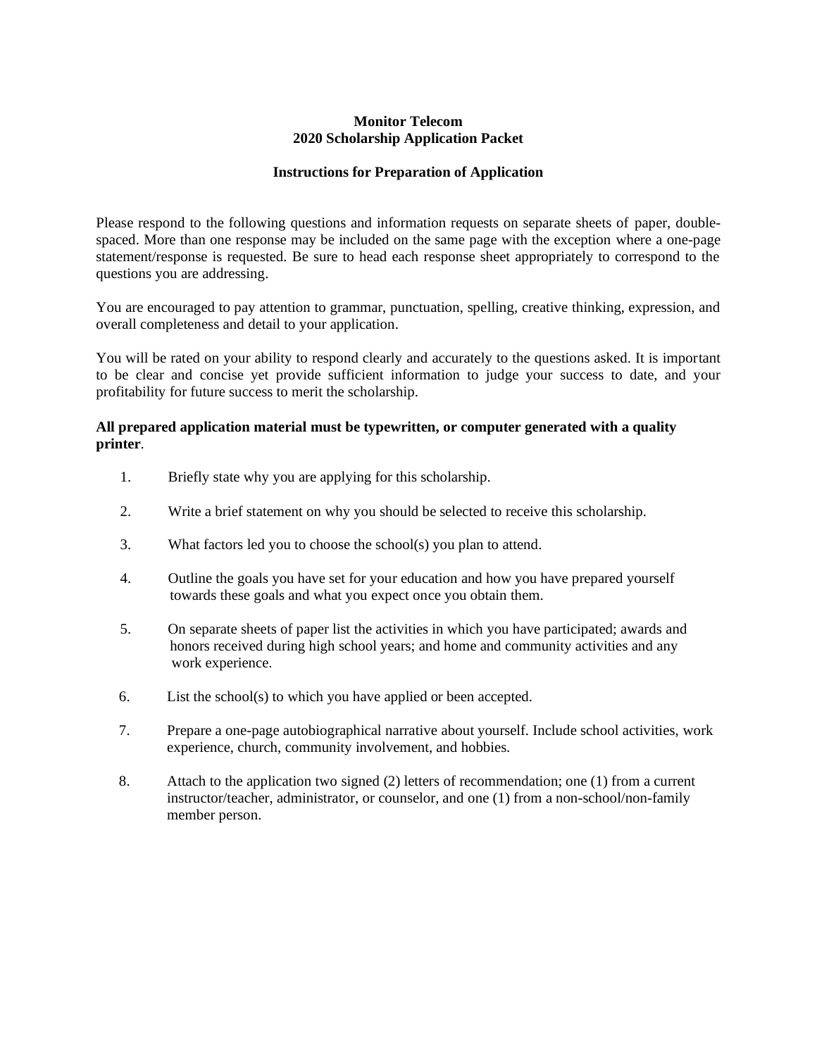**Monitor Telecom**
**2020 Scholarship Application Packet**

**Instructions for Preparation of Application**

Please respond to the following questions and information requests on separate sheets of paper, double-spaced. More than one response may be included on the same page with the exception where a one-page statement/response is requested. Be sure to head each response sheet appropriately to correspond to the questions you are addressing.

You are encouraged to pay attention to grammar, punctuation, spelling, creative thinking, expression, and overall completeness and detail to your application.

You will be rated on your ability to respond clearly and accurately to the questions asked. It is important to be clear and concise yet provide sufficient information to judge your success to date, and your profitability for future success to merit the scholarship.

**All prepared application material must be typewritten, or computer generated with a quality printer**.

1. Briefly state why you are applying for this scholarship.
2. Write a brief statement on why you should be selected to receive this scholarship.
3. What factors led you to choose the school(s) you plan to attend.
4. Outline the goals you have set for your education and how you have prepared yourself towards these goals and what you expect once you obtain them.
5. On separate sheets of paper list the activities in which you have participated; awards and honors received during high school years; and home and community activities and any work experience.
6. List the school(s) to which you have applied or been accepted.
7. Prepare a one-page autobiographical narrative about yourself. Include school activities, work experience, church, community involvement, and hobbies.
8. Attach to the application two signed (2) letters of recommendation; one (1) from a current instructor/teacher, administrator, or counselor, and one (1) from a non-school/non-family member person.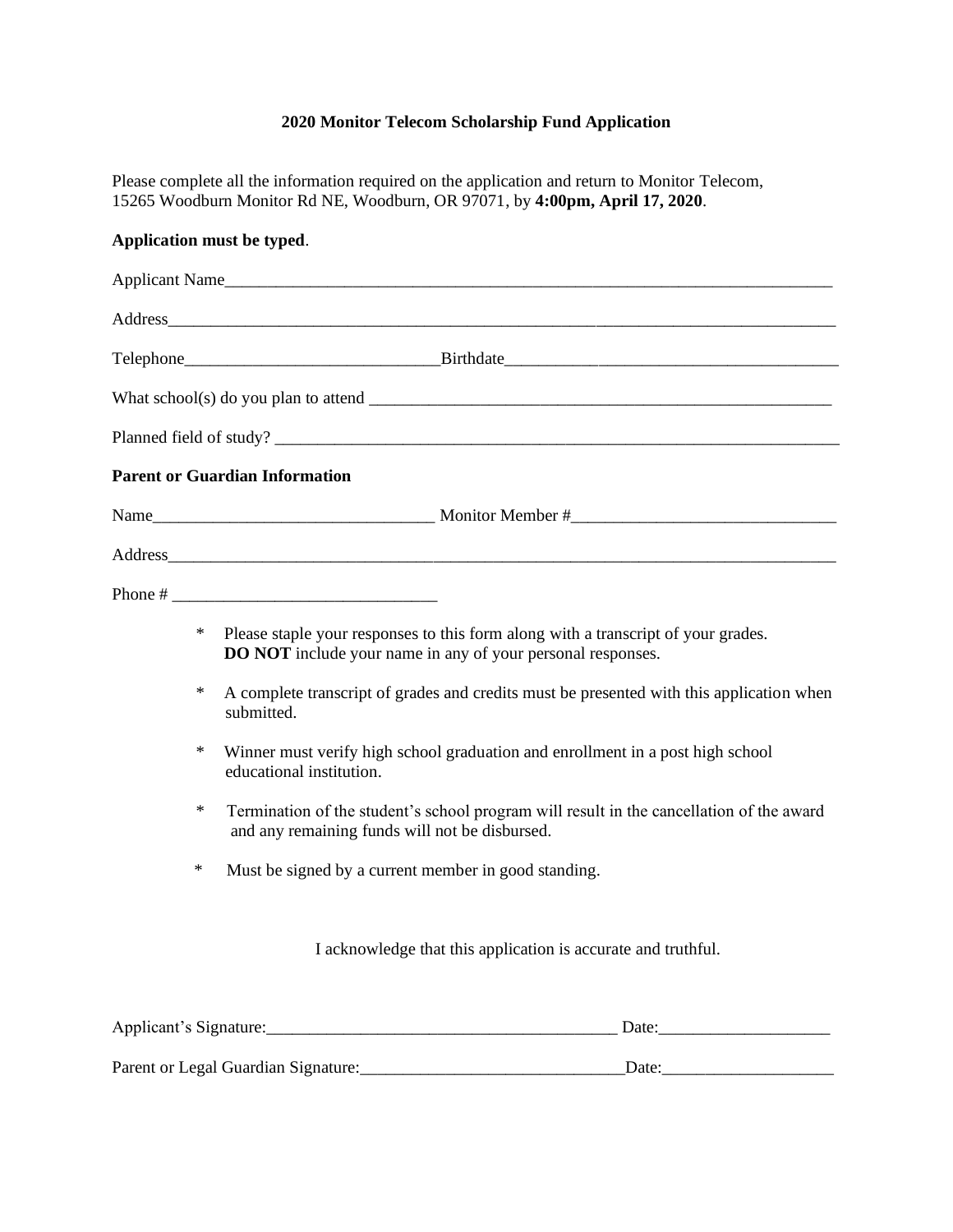**2020 Monitor Telecom Scholarship Fund Application**

Please complete all the information required on the application and return to Monitor Telecom, 15265 Woodburn Monitor Rd NE, Woodburn, OR 97071, by **4:00pm, April 17, 2020**.

**Application must be typed**.

Applicant Name\_\_\_\_\_\_\_\_\_\_\_\_\_\_\_\_\_\_\_\_\_\_\_\_\_\_\_\_\_\_\_\_\_\_\_\_\_\_\_\_\_\_\_\_\_\_\_\_\_\_\_\_\_\_\_\_\_\_\_\_\_\_\_\_

Address\_\_\_\_\_\_\_\_\_\_\_\_\_\_\_\_\_\_\_\_\_\_\_\_\_\_\_\_\_\_\_\_\_\_\_\_\_\_\_\_\_\_\_\_\_\_\_\_\_\_\_\_\_\_\_\_\_\_\_\_\_\_\_\_\_\_\_\_\_\_

Telephone\_\_\_\_\_\_\_\_\_\_\_\_\_\_\_\_\_\_\_\_\_\_\_\_\_\_\_\_Birthdate\_\_\_\_\_\_\_\_\_\_\_\_\_\_\_\_\_\_\_\_\_\_\_\_\_\_\_\_\_\_\_\_\_\_\_\_\_

What school(s) do you plan to attend \_\_\_\_\_\_\_\_\_\_\_\_\_\_\_\_\_\_\_\_\_\_\_\_\_\_\_\_\_\_\_\_\_\_\_\_\_\_\_\_\_\_\_\_\_\_\_\_\_

Planned field of study? \_\_\_\_\_\_\_\_\_\_\_\_\_\_\_\_\_\_\_\_\_\_\_\_\_\_\_\_\_\_\_\_\_\_\_\_\_\_\_\_\_\_\_\_\_\_\_\_\_\_\_\_\_\_\_\_\_\_\_\_

**Parent or Guardian Information**

Name\_\_\_\_\_\_\_\_\_\_\_\_\_\_\_\_\_\_\_\_\_\_\_\_\_\_\_\_\_\_\_ Monitor Member #\_\_\_\_\_\_\_\_\_\_\_\_\_\_\_\_\_\_\_\_\_\_\_\_\_\_\_\_\_

Address\_\_\_\_\_\_\_\_\_\_\_\_\_\_\_\_\_\_\_\_\_\_\_\_\_\_\_\_\_\_\_\_\_\_\_\_\_\_\_\_\_\_\_\_\_\_\_\_\_\_\_\_\_\_\_\_\_\_\_\_\_\_\_\_\_\_\_\_\_\_

Phone # \_\_\_\_\_\_\_\_\_\_\_\_\_\_\_\_\_\_\_\_\_\_\_\_\_\_\_\_\_

- Please staple your responses to this form along with a transcript of your grades. **DO NOT** include your name in any of your personal responses.
- A complete transcript of grades and credits must be presented with this application when submitted.
- Winner must verify high school graduation and enrollment in a post high school educational institution.
- Termination of the student's school program will result in the cancellation of the award and any remaining funds will not be disbursed.
- Must be signed by a current member in good standing.

I acknowledge that this application is accurate and truthful.

Applicant's Signature:\_\_\_\_\_\_\_\_\_\_\_\_\_\_\_\_\_\_\_\_\_\_\_\_\_\_\_\_\_\_\_\_\_\_\_\_\_\_\_ Date:\_\_\_\_\_\_\_\_\_\_\_\_\_\_\_\_\_\_\_

Parent or Legal Guardian Signature:\_\_\_\_\_\_\_\_\_\_\_\_\_\_\_\_\_\_\_\_\_\_\_\_\_\_\_\_\_\_Date:\_\_\_\_\_\_\_\_\_\_\_\_\_\_\_\_\_\_\_